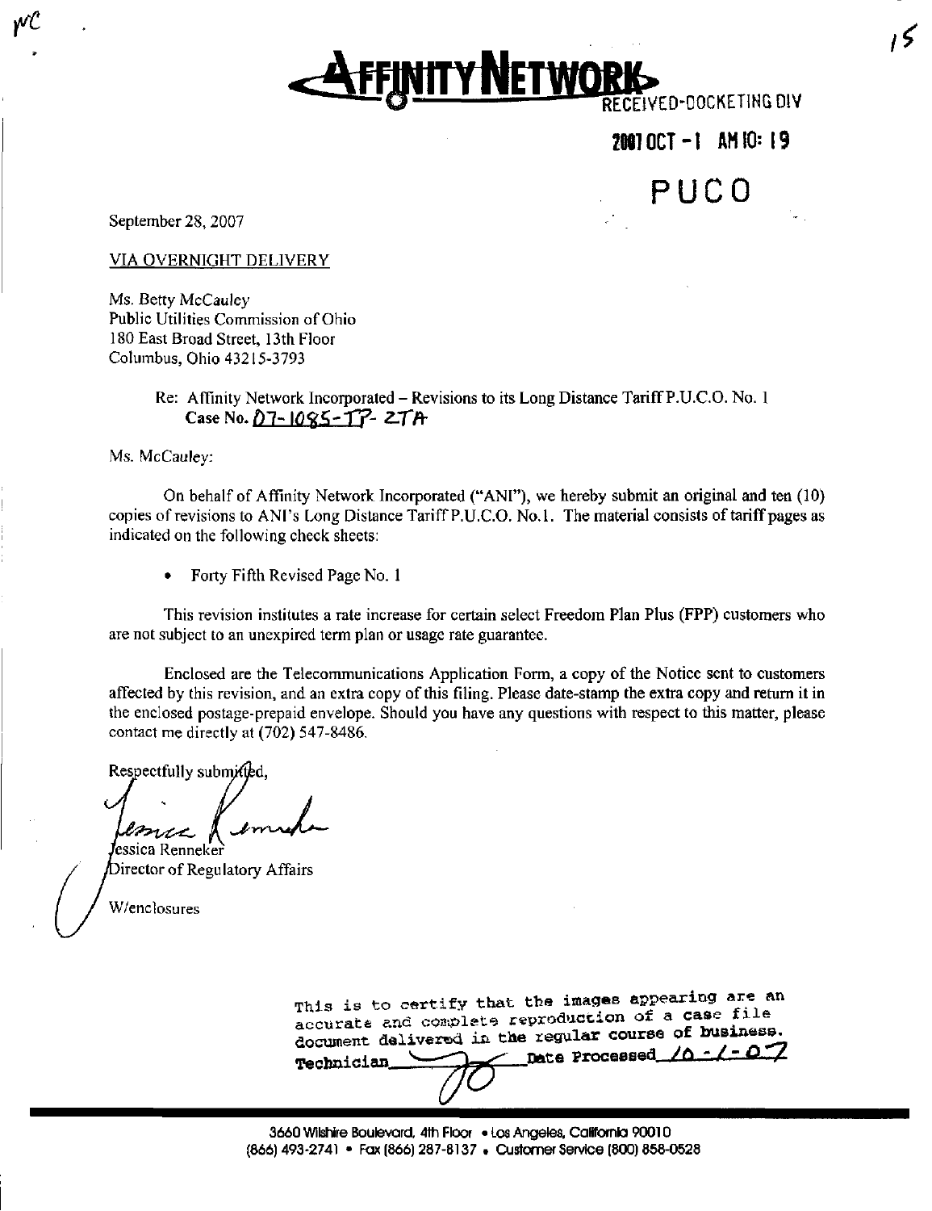# AFFINITY NETWORK

RECEIVED-DOCKETING DIV

2007 OCT -1 AM 10: 19

PUCO

September 28, 2007

VIA OVERNIGHT DELIVERY

Ms. Betty McCauley
Public Utilities Commission of Ohio
180 East Broad Street, 13th Floor
Columbus, Ohio 43215-3793

Re: Affinity Network Incorporated – Revisions to its Long Distance Tariff P.U.C.O. No. 1
Case No. 07-1085-TP-ZTA

Ms. McCauley:

On behalf of Affinity Network Incorporated ("ANI"), we hereby submit an original and ten (10) copies of revisions to ANI's Long Distance Tariff P.U.C.O. No.1. The material consists of tariff pages as indicated on the following check sheets:

- Forty Fifth Revised Page No. 1

This revision institutes a rate increase for certain select Freedom Plan Plus (FPP) customers who are not subject to an unexpired term plan or usage rate guarantee.

Enclosed are the Telecommunications Application Form, a copy of the Notice sent to customers affected by this revision, and an extra copy of this filing. Please date-stamp the extra copy and return it in the enclosed postage-prepaid envelope. Should you have any questions with respect to this matter, please contact me directly at (702) 547-8486.

Respectfully submitted,

Jessica Renneker
Director of Regulatory Affairs

W/enclosures

This is to certify that the images appearing are an accurate and complete reproduction of a case file document delivered in the regular course of business.
Technician ______ Date Processed 10-1-07

3660 Wilshire Boulevard, 4th Floor • Los Angeles, California 90010
(866) 493-2741 • Fax (866) 287-8137 • Customer Service (800) 858-0528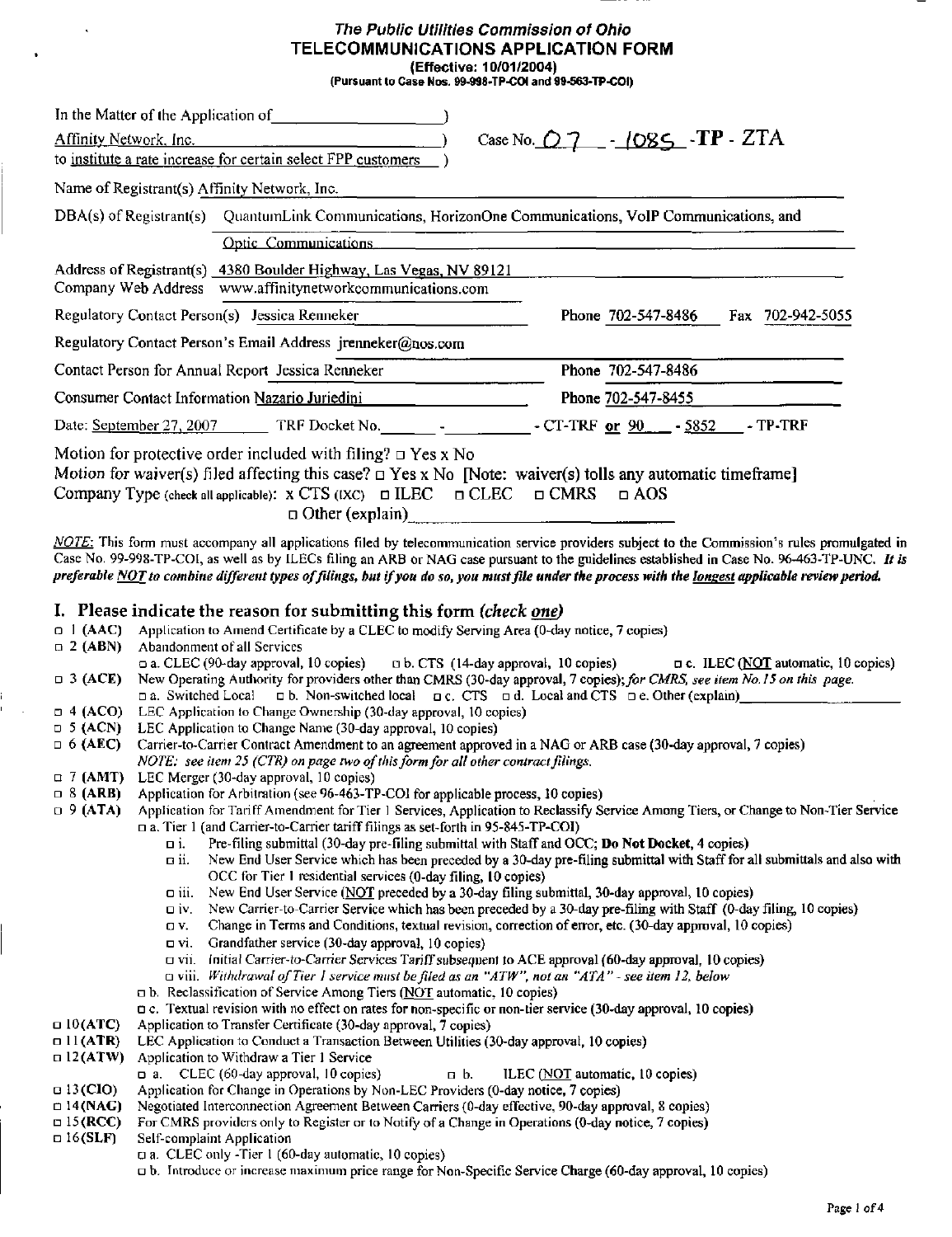*The Public Utilities Commission of Ohio*
**TELECOMMUNICATIONS APPLICATION FORM**
**(Effective: 10/01/2004)**
**(Pursuant to Case Nos. 99-998-TP-COI and 99-563-TP-COI)**

In the Matter of the Application of ______________ )
Affinity Network, Inc. ______________ ) Case No. 07 - 1085 -**TP** - ZTA
to institute a rate increase for certain select FPP customers )

Name of Registrant(s) Affinity Network, Inc.

DBA(s) of Registrant(s) QuantumLink Communications, HorizonOne Communications, VoIP Communications, and Optic Communications

Address of Registrant(s) 4380 Boulder Highway, Las Vegas, NV 89121
Company Web Address www.affinitynetworkcommunications.com

Regulatory Contact Person(s) Jessica Renneker Phone 702-547-8486 Fax 702-942-5055

Regulatory Contact Person's Email Address jrenneker@nos.com

Contact Person for Annual Report Jessica Renneker Phone 702-547-8486

Consumer Contact Information Nazario Juriedini Phone 702-547-8455

Date: September 27, 2007 TRF Docket No. ____ - ______ - CT-TRF or 90 - 5852 - TP-TRF

Motion for protective order included with filing? □ Yes x No
Motion for waiver(s) filed affecting this case? □ Yes x No [Note: waiver(s) tolls any automatic timeframe]
Company Type (check all applicable): x CTS (IXC) □ ILEC □ CLEC □ CMRS □ AOS
□ Other (explain) ______________

*NOTE:* This form must accompany all applications filed by telecommunication service providers subject to the Commission's rules promulgated in Case No. 99-998-TP-COI, as well as by ILECs filing an ARB or NAG case pursuant to the guidelines established in Case No. 96-463-TP-UNC. *It is preferable NOT to combine different types of filings, but if you do so, you must file under the process with the longest applicable review period.*

## I. Please indicate the reason for submitting this form *(check one)*

- □ 1 (AAC) Application to Amend Certificate by a CLEC to modify Serving Area (0-day notice, 7 copies)
- □ 2 (ABN) Abandonment of all Services
  - □ a. CLEC (90-day approval, 10 copies) □ b. CTS (14-day approval, 10 copies) □ c. ILEC (NOT automatic, 10 copies)
- □ 3 (ACE) New Operating Authority for providers other than CMRS (30-day approval, 7 copies); *for CMRS, see item No. 15 on this page.*
  - □ a. Switched Local □ b. Non-switched local □ c. CTS □ d. Local and CTS □ e. Other (explain) ______
- □ 4 (ACO) LEC Application to Change Ownership (30-day approval, 10 copies)
- □ 5 (ACN) LEC Application to Change Name (30-day approval, 10 copies)
- □ 6 (AEC) Carrier-to-Carrier Contract Amendment to an agreement approved in a NAG or ARB case (30-day approval, 7 copies)
  *NOTE: see item 25 (CTR) on page two of this form for all other contract filings.*
- □ 7 (AMT) LEC Merger (30-day approval, 10 copies)
- □ 8 (ARB) Application for Arbitration (see 96-463-TP-COI for applicable process, 10 copies)
- □ 9 (ATA) Application for Tariff Amendment for Tier 1 Services, Application to Reclassify Service Among Tiers, or Change to Non-Tier Service
  - □ a. Tier 1 (and Carrier-to-Carrier tariff filings as set-forth in 95-845-TP-COI)
    - □ i. Pre-filing submittal (30-day pre-filing submittal with Staff and OCC; **Do Not Docket**, 4 copies)
    - □ ii. New End User Service which has been preceded by a 30-day pre-filing submittal with Staff for all submittals and also with OCC for Tier 1 residential services (0-day filing, 10 copies)
    - □ iii. New End User Service (NOT preceded by a 30-day filing submittal, 30-day approval, 10 copies)
    - □ iv. New Carrier-to-Carrier Service which has been preceded by a 30-day pre-filing with Staff (0-day filing, 10 copies)
    - □ v. Change in Terms and Conditions, textual revision, correction of error, etc. (30-day approval, 10 copies)
    - □ vi. Grandfather service (30-day approval, 10 copies)
    - □ vii. Initial Carrier-to-Carrier Services Tariff subsequent to ACE approval (60-day approval, 10 copies)
    - □ viii. *Withdrawal of Tier 1 service must be filed as an "ATW", not an "ATA" - see item 12, below*
  - □ b. Reclassification of Service Among Tiers (NOT automatic, 10 copies)
  - □ c. Textual revision with no effect on rates for non-specific or non-tier service (30-day approval, 10 copies)
- □ 10 (ATC) Application to Transfer Certificate (30-day approval, 7 copies)
- □ 11 (ATR) LEC Application to Conduct a Transaction Between Utilities (30-day approval, 10 copies)
- □ 12 (ATW) Application to Withdraw a Tier 1 Service
  - □ a. CLEC (60-day approval, 10 copies) □ b. ILEC (NOT automatic, 10 copies)
- □ 13 (CIO) Application for Change in Operations by Non-LEC Providers (0-day notice, 7 copies)
- □ 14 (NAG) Negotiated Interconnection Agreement Between Carriers (0-day effective, 90-day approval, 8 copies)
- □ 15 (RCC) For CMRS providers only to Register or to Notify of a Change in Operations (0-day notice, 7 copies)
- □ 16 (SLF) Self-complaint Application
  - □ a. CLEC only - Tier 1 (60-day automatic, 10 copies)
  - □ b. Introduce or increase maximum price range for Non-Specific Service Charge (60-day approval, 10 copies)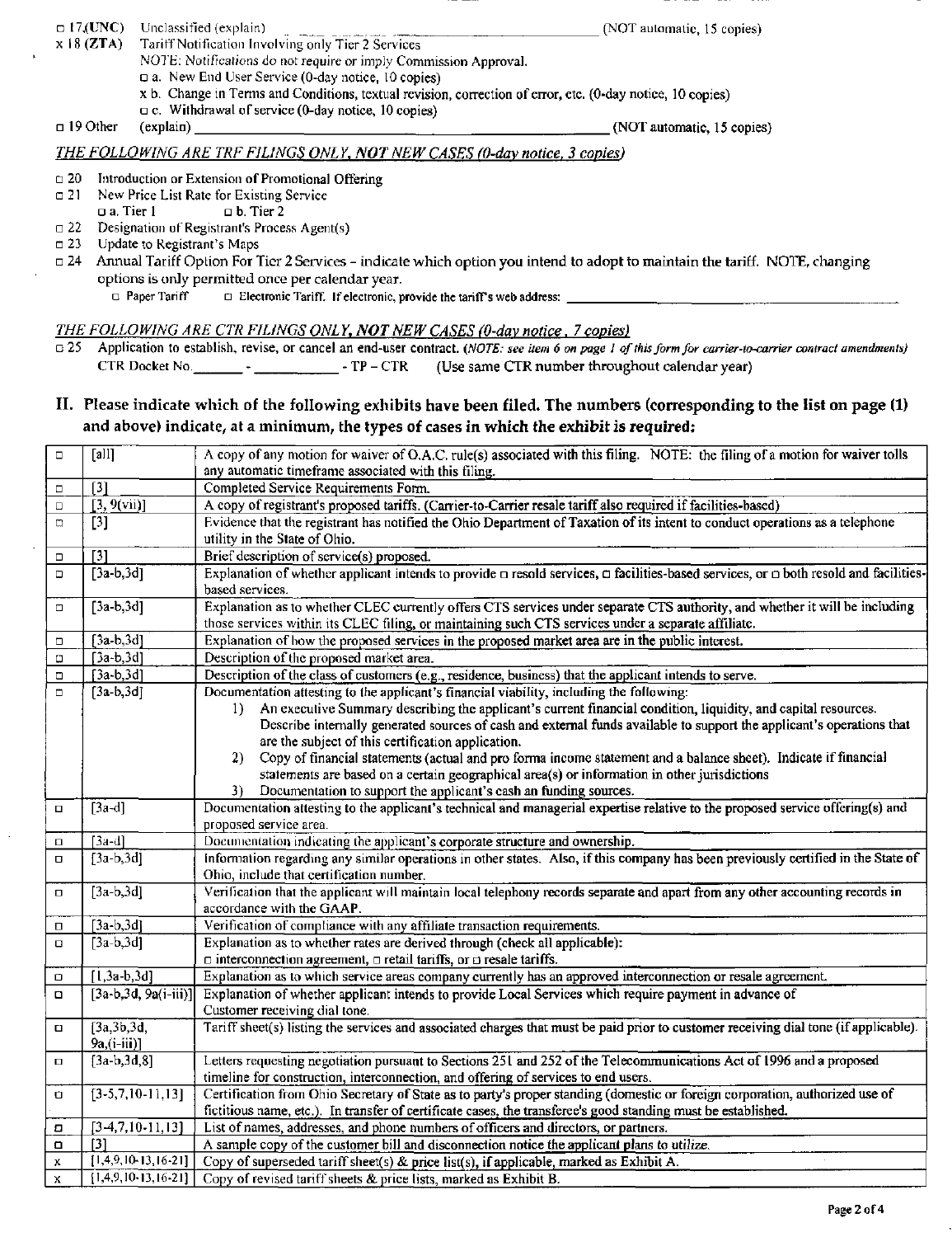□ 17 (UNC) Unclassified (explain) \_\_\_\_\_\_\_\_\_\_\_\_\_\_\_\_\_\_\_\_ (NOT automatic, 15 copies)

x 18 (ZTA) Tariff Notification Involving only Tier 2 Services

NOTE: Notifications do not require or imply Commission Approval.

- □ a. New End User Service (0-day notice, 10 copies)
- x b. Change in Terms and Conditions, textual revision, correction of error, etc. (0-day notice, 10 copies)
- □ c. Withdrawal of service (0-day notice, 10 copies)

□ 19 Other (explain) \_\_\_\_\_\_\_\_\_\_\_\_\_\_\_\_\_\_\_\_ (NOT automatic, 15 copies)

*THE FOLLOWING ARE TRF FILINGS ONLY, NOT NEW CASES (0-day notice, 3 copies)*

- □ 20 Introduction or Extension of Promotional Offering
- □ 21 New Price List Rate for Existing Service
  - □ a. Tier 1 □ b. Tier 2
- □ 22 Designation of Registrant's Process Agent(s)
- □ 23 Update to Registrant's Maps
- □ 24 Annual Tariff Option For Tier 2 Services – indicate which option you intend to adopt to maintain the tariff. NOTE, changing options is only permitted once per calendar year.
  - □ Paper Tariff □ Electronic Tariff. If electronic, provide the tariff's web address: \_\_\_\_\_\_\_\_\_\_\_\_\_\_\_\_\_\_\_\_

*THE FOLLOWING ARE CTR FILINGS ONLY, NOT NEW CASES (0-day notice, 7 copies)*

□ 25 Application to establish, revise, or cancel an end-user contract. (*NOTE: see item 6 on page 1 of this form for carrier-to-carrier contract amendments*)
CTR Docket No. \_\_\_\_\_ - \_\_\_\_\_\_\_ - TP – CTR (Use same CTR number throughout calendar year)

## II. Please indicate which of the following exhibits have been filed. The numbers (corresponding to the list on page (1) and above) indicate, at a minimum, the types of cases in which the exhibit is required:

| | | |
|---|---|---|
| □ | [all] | A copy of any motion for waiver of O.A.C. rule(s) associated with this filing. NOTE: the filing of a motion for waiver tolls any automatic timeframe associated with this filing. |
| □ | [3] | Completed Service Requirements Form. |
| □ | [3, 9(vii)] | A copy of registrant's proposed tariffs. (Carrier-to-Carrier resale tariff also required if facilities-based) |
| □ | [3] | Evidence that the registrant has notified the Ohio Department of Taxation of its intent to conduct operations as a telephone utility in the State of Ohio. |
| □ | [3] | Brief description of service(s) proposed. |
| □ | [3a-b,3d] | Explanation of whether applicant intends to provide □ resold services, □ facilities-based services, or □ both resold and facilities-based services. |
| □ | [3a-b,3d] | Explanation as to whether CLEC currently offers CTS services under separate CTS authority, and whether it will be including those services within its CLEC filing, or maintaining such CTS services under a separate affiliate. |
| □ | [3a-b,3d] | Explanation of how the proposed services in the proposed market area are in the public interest. |
| □ | [3a-b,3d] | Description of the proposed market area. |
| □ | [3a-b,3d] | Description of the class of customers (e.g., residence, business) that the applicant intends to serve. |
| □ | [3a-b,3d] | Documentation attesting to the applicant's financial viability, including the following: 1) An executive Summary describing the applicant's current financial condition, liquidity, and capital resources. Describe internally generated sources of cash and external funds available to support the applicant's operations that are the subject of this certification application. 2) Copy of financial statements (actual and pro forma income statement and a balance sheet). Indicate if financial statements are based on a certain geographical area(s) or information in other jurisdictions 3) Documentation to support the applicant's cash an funding sources. |
| □ | [3a-d] | Documentation attesting to the applicant's technical and managerial expertise relative to the proposed service offering(s) and proposed service area. |
| □ | [3a-d] | Documentation indicating the applicant's corporate structure and ownership. |
| □ | [3a-b,3d] | Information regarding any similar operations in other states. Also, if this company has been previously certified in the State of Ohio, include that certification number. |
| □ | [3a-b,3d] | Verification that the applicant will maintain local telephony records separate and apart from any other accounting records in accordance with the GAAP. |
| □ | [3a-b,3d] | Verification of compliance with any affiliate transaction requirements. |
| □ | [3a-b,3d] | Explanation as to whether rates are derived through (check all applicable): □ interconnection agreement, □ retail tariffs, or □ resale tariffs. |
| □ | [1,3a-b,3d] | Explanation as to which service areas company currently has an approved interconnection or resale agreement. |
| □ | [3a-b,3d, 9a(i-iii)] | Explanation of whether applicant intends to provide Local Services which require payment in advance of Customer receiving dial tone. |
| □ | [3a,3b,3d, 9a,(i-iii)] | Tariff sheet(s) listing the services and associated charges that must be paid prior to customer receiving dial tone (if applicable). |
| □ | [3a-b,3d,8] | Letters requesting negotiation pursuant to Sections 251 and 252 of the Telecommunications Act of 1996 and a proposed timeline for construction, interconnection, and offering of services to end users. |
| □ | [3-5,7,10-11,13] | Certification from Ohio Secretary of State as to party's proper standing (domestic or foreign corporation, authorized use of fictitious name, etc.). In transfer of certificate cases, the transferee's good standing must be established. |
| □ | [3-4,7,10-11,13] | List of names, addresses, and phone numbers of officers and directors, or partners. |
| □ | [3] | A sample copy of the customer bill and disconnection notice the applicant plans to utilize. |
| x | [1,4,9,10-13,16-21] | Copy of superseded tariff sheet(s) & price list(s), if applicable, marked as Exhibit A. |
| x | [1,4,9,10-13,16-21] | Copy of revised tariff sheets & price lists, marked as Exhibit B. |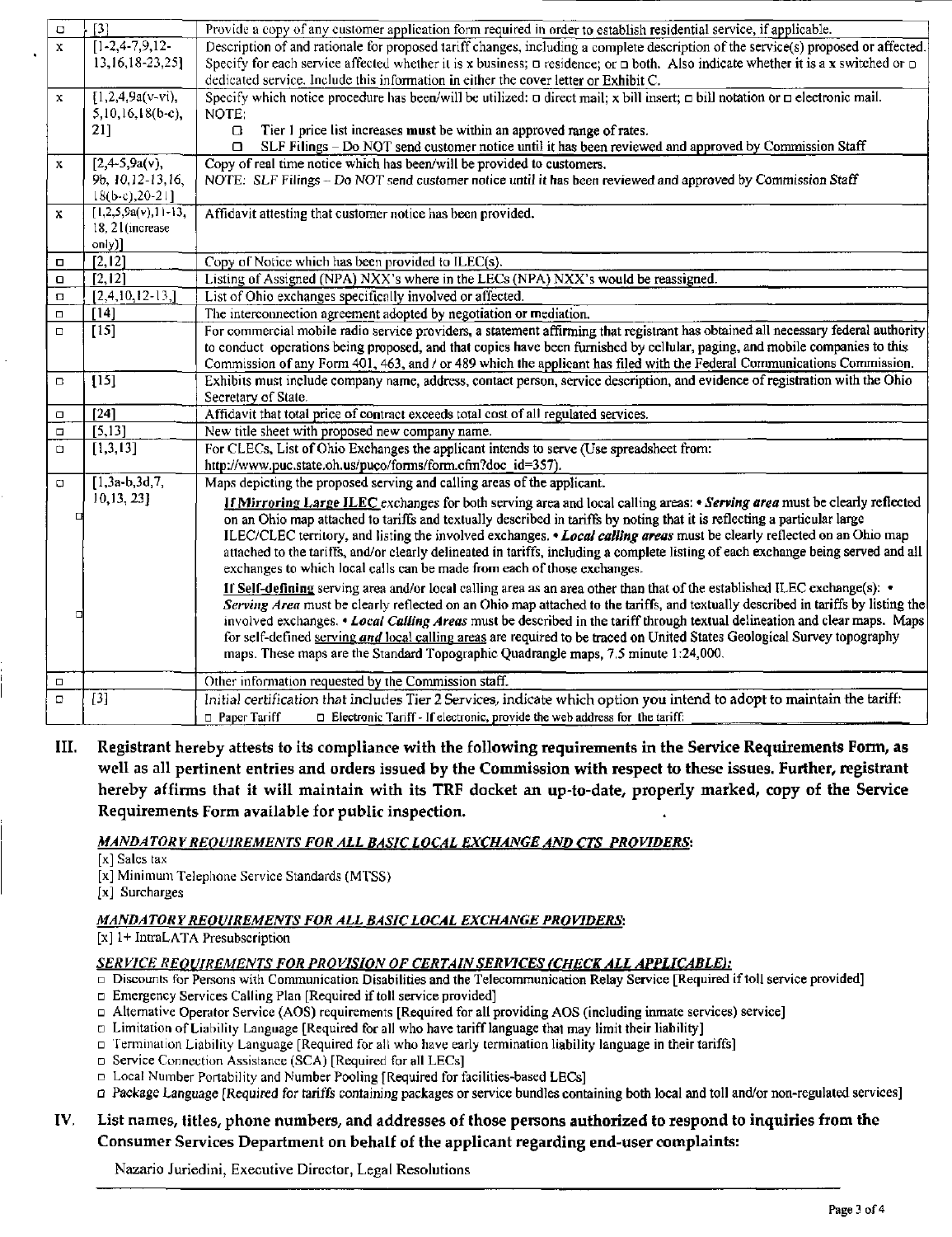| | | |
|---|---|---|
| □ | [3] | Provide a copy of any customer application form required in order to establish residential service, if applicable. |
| x | [1-2,4-7,9,12-13,16,18-23,25] | Description of and rationale for proposed tariff changes, including a complete description of the service(s) proposed or affected. Specify for each service affected whether it is x business; □ residence; or □ both. Also indicate whether it is a x switched or □ dedicated service. Include this information in either the cover letter or Exhibit C. |
| x | [1,2,4,9a(v-vi), 5,10,16,18(b-c), 21] | Specify which notice procedure has been/will be utilized: □ direct mail; x bill insert; □ bill notation or □ electronic mail. NOTE: □ Tier 1 price list increases **must** be within an approved range of rates. □ SLF Filings – Do NOT send customer notice until it has been reviewed and approved by Commission Staff |
| x | [2,4-5,9a(v), 9b, 10,12-13,16, 18(b-c),20-21] | Copy of real time notice which has been/will be provided to customers. *NOTE: SLF Filings – Do NOT send customer notice until it has been reviewed and approved by Commission Staff* |
| x | [1,2,5,9a(v),11-13, 18, 21(increase only)] | Affidavit attesting that customer notice has been provided. |
| □ | [2,12] | Copy of Notice which has been provided to ILEC(s). |
| □ | [2,12] | Listing of Assigned (NPA) NXX's where in the LECs (NPA) NXX's would be reassigned. |
| □ | [2,4,10,12-13,] | List of Ohio exchanges specifically involved or affected. |
| □ | [14] | The interconnection agreement adopted by negotiation or mediation. |
| □ | [15] | For commercial mobile radio service providers, a statement affirming that registrant has obtained all necessary federal authority to conduct operations being proposed, and that copies have been furnished by cellular, paging, and mobile companies to this Commission of any Form 401, 463, and / or 489 which the applicant has filed with the Federal Communications Commission. |
| □ | [15] | Exhibits must include company name, address, contact person, service description, and evidence of registration with the Ohio Secretary of State. |
| □ | [24] | Affidavit that total price of contract exceeds total cost of all regulated services. |
| □ | [5,13] | New title sheet with proposed new company name. |
| □ | [1,3,13] | For CLECs, List of Ohio Exchanges the applicant intends to serve (Use spreadsheet from: http://www.puc.state.oh.us/puco/forms/form.cfm?doc_id=357). |
| □ | [1,3a-b,3d,7, 10,13, 23] | Maps depicting the proposed serving and calling areas of the applicant. □ *If Mirroring Large ILEC* exchanges for both serving area and local calling areas: • ***Serving area*** must be clearly reflected on an Ohio map attached to tariffs and textually described in tariffs by noting that it is reflecting a particular large ILEC/CLEC territory, and listing the involved exchanges. • ***Local calling areas*** must be clearly reflected on an Ohio map attached to the tariffs, and/or clearly delineated in tariffs, including a complete listing of each exchange being served and all exchanges to which local calls can be made from each of those exchanges. □ If Self-defining serving area and/or local calling area as an area other than that of the established ILEC exchange(s): • ***Serving Area*** must be clearly reflected on an Ohio map attached to the tariffs, and textually described in tariffs by listing the involved exchanges. • ***Local Calling Areas*** must be described in the tariff through textual delineation and clear maps. Maps for self-defined serving ***and*** local calling areas are required to be traced on United States Geological Survey topography maps. These maps are the Standard Topographic Quadrangle maps, 7.5 minute 1:24,000. |
| □ | | Other information requested by the Commission staff. |
| □ | [3] | *Initial certification that includes Tier 2 Services, indicate which option you intend to adopt to maintain the tariff:* □ Paper Tariff □ Electronic Tariff - If electronic, provide the web address for the tariff: |

## III. Registrant hereby attests to its compliance with the following requirements in the Service Requirements Form, as well as all pertinent entries and orders issued by the Commission with respect to these issues. Further, registrant hereby affirms that it will maintain with its TRF docket an up-to-date, properly marked, copy of the Service Requirements Form available for public inspection.

***MANDATORY REQUIREMENTS FOR ALL BASIC LOCAL EXCHANGE AND CTS PROVIDERS:***

[x] Sales tax
[x] Minimum Telephone Service Standards (MTSS)
[x] Surcharges

***MANDATORY REQUIREMENTS FOR ALL BASIC LOCAL EXCHANGE PROVIDERS:***

[x] 1+ IntraLATA Presubscription

***SERVICE REQUIREMENTS FOR PROVISION OF CERTAIN SERVICES (CHECK ALL APPLICABLE):***

□ Discounts for Persons with Communication Disabilities and the Telecommunication Relay Service [Required if toll service provided]
□ Emergency Services Calling Plan [Required if toll service provided]
□ Alternative Operator Service (AOS) requirements [Required for all providing AOS (including inmate services) service]
□ Limitation of Liability Language [Required for all who have tariff language that may limit their liability]
□ Termination Liability Language [Required for all who have early termination liability language in their tariffs]
□ Service Connection Assistance (SCA) [Required for all LECs]
□ Local Number Portability and Number Pooling [Required for facilities-based LECs]
□ Package Language [Required for tariffs containing packages or service bundles containing both local and toll and/or non-regulated services]

## IV. List names, titles, phone numbers, and addresses of those persons authorized to respond to inquiries from the Consumer Services Department on behalf of the applicant regarding end-user complaints:

Nazario Juriedini, Executive Director, Legal Resolutions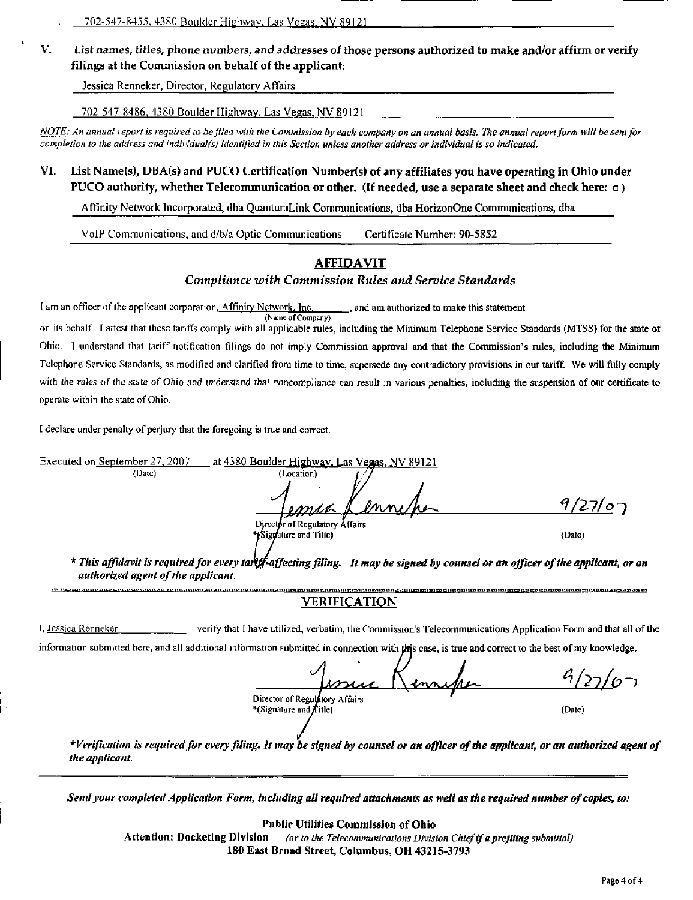702-547-8455, 4380 Boulder Highway, Las Vegas, NV 89121

**V. List names, titles, phone numbers, and addresses of those persons authorized to make and/or affirm or verify filings at the Commission on behalf of the applicant:**

Jessica Renneker, Director, Regulatory Affairs

702-547-8486, 4380 Boulder Highway, Las Vegas, NV 89121

*NOTE: An annual report is required to be filed with the Commission by each company on an annual basis. The annual report form will be sent for completion to the address and individual(s) identified in this Section unless another address or individual is so indicated.*

**VI. List Name(s), DBA(s) and PUCO Certification Number(s) of any affiliates you have operating in Ohio under PUCO authority, whether Telecommunication or other. (If needed, use a separate sheet and check here: □ )**

Affinity Network Incorporated, dba QuantumLink Communications, dba HorizonOne Communications, dba VoIP Communications, and d/b/a Optic Communications    Certificate Number: 90-5852

## AFFIDAVIT

### *Compliance with Commission Rules and Service Standards*

I am an officer of the applicant corporation, Affinity Network, Inc. (Name of Company), and am authorized to make this statement on its behalf. I attest that these tariffs comply with all applicable rules, including the Minimum Telephone Service Standards (MTSS) for the state of Ohio. I understand that tariff notification filings do not imply Commission approval and that the Commission's rules, including the Minimum Telephone Service Standards, as modified and clarified from time to time, supersede any contradictory provisions in our tariff. We will fully comply with the rules of the state of Ohio and understand that noncompliance can result in various penalties, including the suspension of our certificate to operate within the state of Ohio.

I declare under penalty of perjury that the foregoing is true and correct.

Executed on September 27, 2007 (Date) at 4380 Boulder Highway, Las Vegas, NV 89121 (Location)

Jessica Renneker
Director of Regulatory Affairs
*(Signature and Title)    9/27/07 (Date)

*\* This affidavit is required for every tariff-affecting filing. It may be signed by counsel or an officer of the applicant, or an authorized agent of the applicant.*

## VERIFICATION

I, Jessica Renneker verify that I have utilized, verbatim, the Commission's Telecommunications Application Form and that all of the information submitted here, and all additional information submitted in connection with this case, is true and correct to the best of my knowledge.

Jessica Renneker
Director of Regulatory Affairs
*(Signature and Title)    9/27/07 (Date)

*\*Verification is required for every filing. It may be signed by counsel or an officer of the applicant, or an authorized agent of the applicant.*

***Send your completed Application Form, including all required attachments as well as the required number of copies, to:***

**Public Utilities Commission of Ohio**
**Attention: Docketing Division** *(or to the Telecommunications Division Chief if a prefiling submittal)*
**180 East Broad Street, Columbus, OH 43215-3793**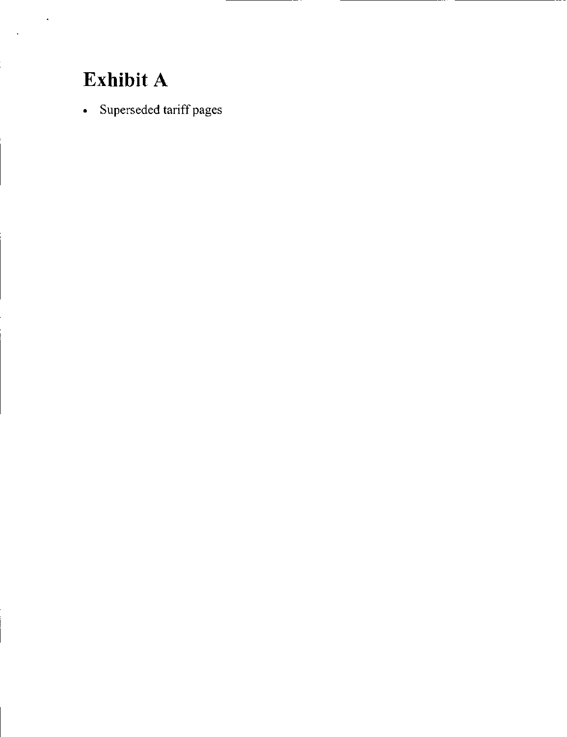# Exhibit A

- Superseded tariff pages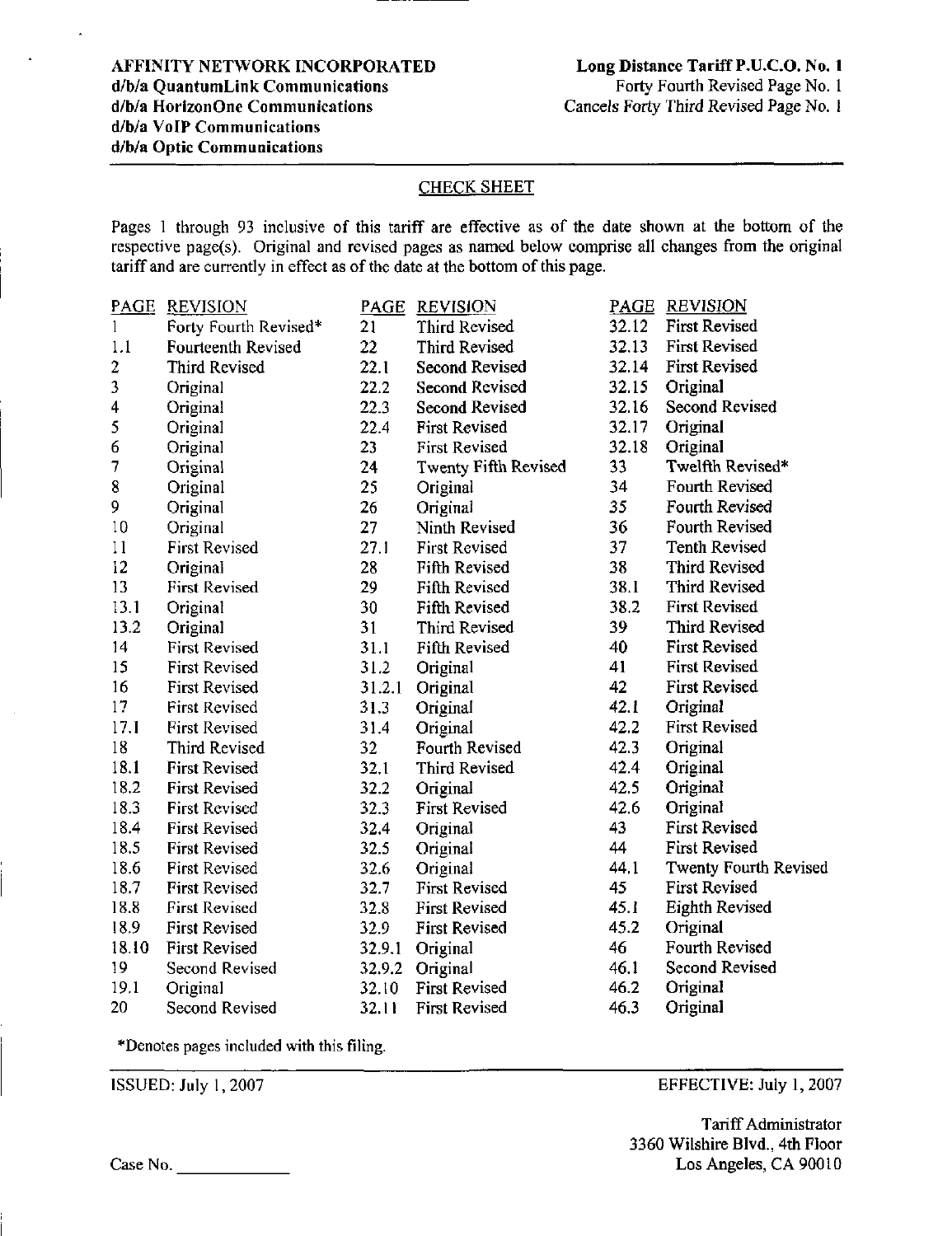**AFFINITY NETWORK INCORPORATED**
**d/b/a QuantumLink Communications**
**d/b/a HorizonOne Communications**
**d/b/a VoIP Communications**
**d/b/a Optic Communications**

**Long Distance Tariff P.U.C.O. No. 1**
Forty Fourth Revised Page No. 1
Cancels Forty Third Revised Page No. 1

## CHECK SHEET

Pages 1 through 93 inclusive of this tariff are effective as of the date shown at the bottom of the respective page(s). Original and revised pages as named below comprise all changes from the original tariff and are currently in effect as of the date at the bottom of this page.

| PAGE | REVISION | PAGE | REVISION | PAGE | REVISION |
|---|---|---|---|---|---|
| 1 | Forty Fourth Revised* | 21 | Third Revised | 32.12 | First Revised |
| 1.1 | Fourteenth Revised | 22 | Third Revised | 32.13 | First Revised |
| 2 | Third Revised | 22.1 | Second Revised | 32.14 | First Revised |
| 3 | Original | 22.2 | Second Revised | 32.15 | Original |
| 4 | Original | 22.3 | Second Revised | 32.16 | Second Revised |
| 5 | Original | 22.4 | First Revised | 32.17 | Original |
| 6 | Original | 23 | First Revised | 32.18 | Original |
| 7 | Original | 24 | Twenty Fifth Revised | 33 | Twelfth Revised* |
| 8 | Original | 25 | Original | 34 | Fourth Revised |
| 9 | Original | 26 | Original | 35 | Fourth Revised |
| 10 | Original | 27 | Ninth Revised | 36 | Fourth Revised |
| 11 | First Revised | 27.1 | First Revised | 37 | Tenth Revised |
| 12 | Original | 28 | Fifth Revised | 38 | Third Revised |
| 13 | First Revised | 29 | Fifth Revised | 38.1 | Third Revised |
| 13.1 | Original | 30 | Fifth Revised | 38.2 | First Revised |
| 13.2 | Original | 31 | Third Revised | 39 | Third Revised |
| 14 | First Revised | 31.1 | Fifth Revised | 40 | First Revised |
| 15 | First Revised | 31.2 | Original | 41 | First Revised |
| 16 | First Revised | 31.2.1 | Original | 42 | First Revised |
| 17 | First Revised | 31.3 | Original | 42.1 | Original |
| 17.1 | First Revised | 31.4 | Original | 42.2 | First Revised |
| 18 | Third Revised | 32 | Fourth Revised | 42.3 | Original |
| 18.1 | First Revised | 32.1 | Third Revised | 42.4 | Original |
| 18.2 | First Revised | 32.2 | Original | 42.5 | Original |
| 18.3 | First Revised | 32.3 | First Revised | 42.6 | Original |
| 18.4 | First Revised | 32.4 | Original | 43 | First Revised |
| 18.5 | First Revised | 32.5 | Original | 44 | First Revised |
| 18.6 | First Revised | 32.6 | Original | 44.1 | Twenty Fourth Revised |
| 18.7 | First Revised | 32.7 | First Revised | 45 | First Revised |
| 18.8 | First Revised | 32.8 | First Revised | 45.1 | Eighth Revised |
| 18.9 | First Revised | 32.9 | First Revised | 45.2 | Original |
| 18.10 | First Revised | 32.9.1 | Original | 46 | Fourth Revised |
| 19 | Second Revised | 32.9.2 | Original | 46.1 | Second Revised |
| 19.1 | Original | 32.10 | First Revised | 46.2 | Original |
| 20 | Second Revised | 32.11 | First Revised | 46.3 | Original |

*Denotes pages included with this filing.

ISSUED: July 1, 2007

EFFECTIVE: July 1, 2007

Tariff Administrator
3360 Wilshire Blvd., 4th Floor
Los Angeles, CA 90010

Case No. ____________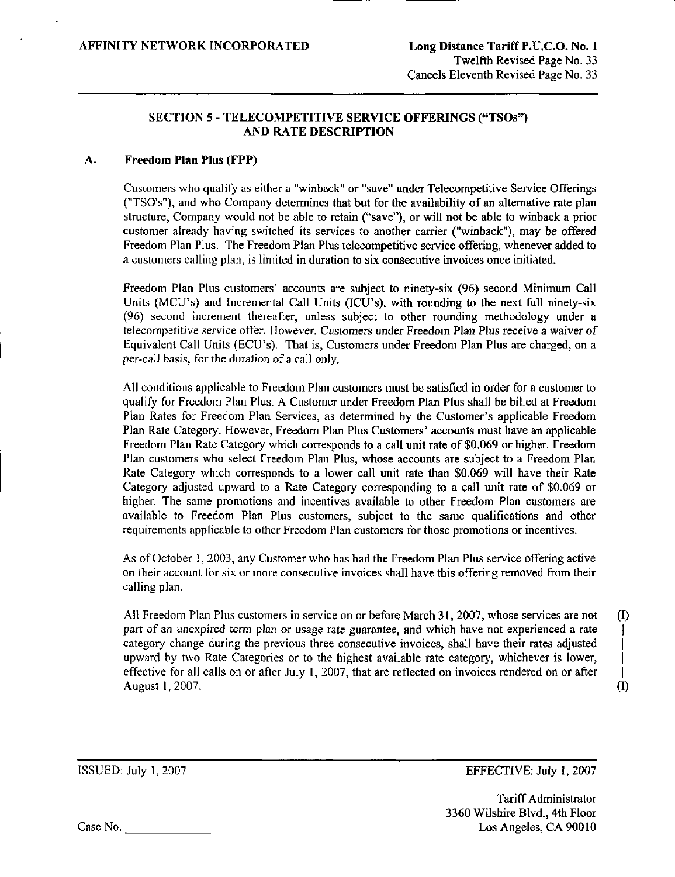## SECTION 5 - TELECOMPETITIVE SERVICE OFFERINGS ("TSOs") AND RATE DESCRIPTION

### A. Freedom Plan Plus (FPP)

Customers who qualify as either a "winback" or "save" under Telecompetitive Service Offerings ("TSO's"), and who Company determines that but for the availability of an alternative rate plan structure, Company would not be able to retain ("save"), or will not be able to winback a prior customer already having switched its services to another carrier ("winback"), may be offered Freedom Plan Plus. The Freedom Plan Plus telecompetitive service offering, whenever added to a customers calling plan, is limited in duration to six consecutive invoices once initiated.

Freedom Plan Plus customers' accounts are subject to ninety-six (96) second Minimum Call Units (MCU's) and Incremental Call Units (ICU's), with rounding to the next full ninety-six (96) second increment thereafter, unless subject to other rounding methodology under a telecompetitive service offer. However, Customers under Freedom Plan Plus receive a waiver of Equivalent Call Units (ECU's). That is, Customers under Freedom Plan Plus are charged, on a per-call basis, for the duration of a call only.

All conditions applicable to Freedom Plan customers must be satisfied in order for a customer to qualify for Freedom Plan Plus. A Customer under Freedom Plan Plus shall be billed at Freedom Plan Rates for Freedom Plan Services, as determined by the Customer's applicable Freedom Plan Rate Category. However, Freedom Plan Plus Customers' accounts must have an applicable Freedom Plan Rate Category which corresponds to a call unit rate of $0.069 or higher. Freedom Plan customers who select Freedom Plan Plus, whose accounts are subject to a Freedom Plan Rate Category which corresponds to a lower call unit rate than $0.069 will have their Rate Category adjusted upward to a Rate Category corresponding to a call unit rate of $0.069 or higher. The same promotions and incentives available to other Freedom Plan customers are available to Freedom Plan Plus customers, subject to the same qualifications and other requirements applicable to other Freedom Plan customers for those promotions or incentives.

As of October 1, 2003, any Customer who has had the Freedom Plan Plus service offering active on their account for six or more consecutive invoices shall have this offering removed from their calling plan.

All Freedom Plan Plus customers in service on or before March 31, 2007, whose services are not part of an unexpired term plan or usage rate guarantee, and which have not experienced a rate category change during the previous three consecutive invoices, shall have their rates adjusted upward by two Rate Categories or to the highest available rate category, whichever is lower, effective for all calls on or after July 1, 2007, that are reflected on invoices rendered on or after August 1, 2007. (I)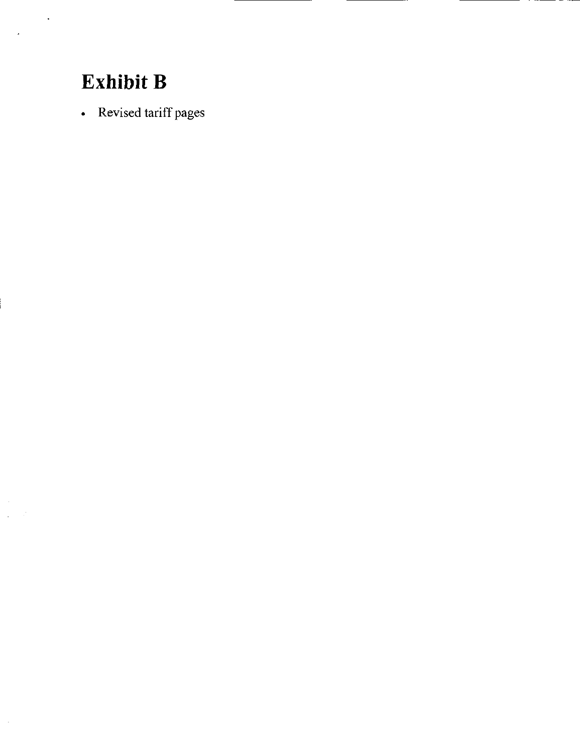# Exhibit B

- Revised tariff pages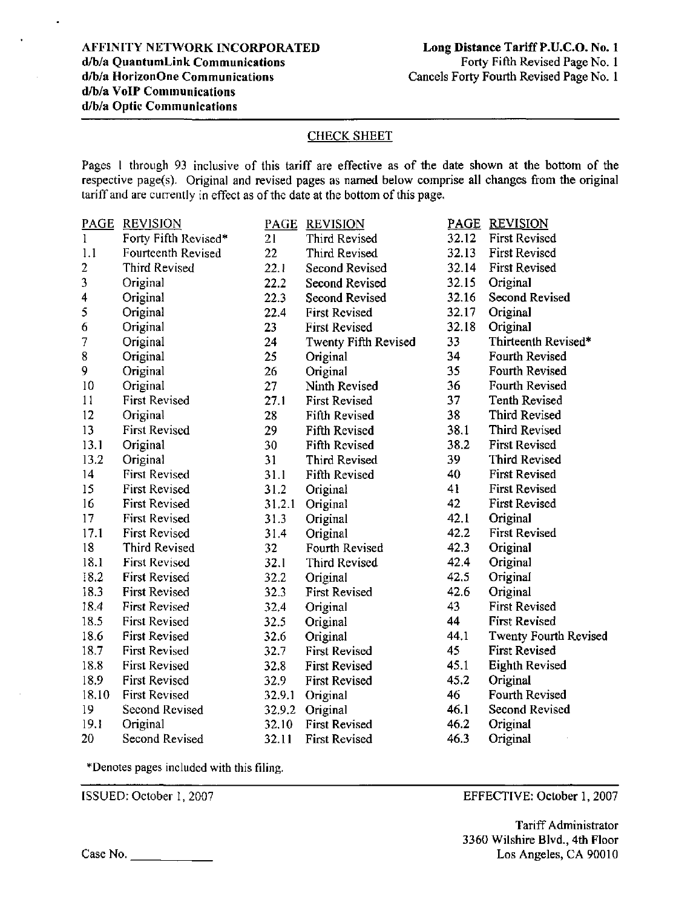AFFINITY NETWORK INCORPORATED
d/b/a QuantumLink Communications
d/b/a HorizonOne Communications
d/b/a VoIP Communications
d/b/a Optic Communications

**Long Distance Tariff P.U.C.O. No. 1**
Forty Fifth Revised Page No. 1
Cancels Forty Fourth Revised Page No. 1

## CHECK SHEET

Pages 1 through 93 inclusive of this tariff are effective as of the date shown at the bottom of the respective page(s). Original and revised pages as named below comprise all changes from the original tariff and are currently in effect as of the date at the bottom of this page.

| PAGE | REVISION | PAGE | REVISION | PAGE | REVISION |
|---|---|---|---|---|---|
| 1 | Forty Fifth Revised* | 21 | Third Revised | 32.12 | First Revised |
| 1.1 | Fourteenth Revised | 22 | Third Revised | 32.13 | First Revised |
| 2 | Third Revised | 22.1 | Second Revised | 32.14 | First Revised |
| 3 | Original | 22.2 | Second Revised | 32.15 | Original |
| 4 | Original | 22.3 | Second Revised | 32.16 | Second Revised |
| 5 | Original | 22.4 | First Revised | 32.17 | Original |
| 6 | Original | 23 | First Revised | 32.18 | Original |
| 7 | Original | 24 | Twenty Fifth Revised | 33 | Thirteenth Revised* |
| 8 | Original | 25 | Original | 34 | Fourth Revised |
| 9 | Original | 26 | Original | 35 | Fourth Revised |
| 10 | Original | 27 | Ninth Revised | 36 | Fourth Revised |
| 11 | First Revised | 27.1 | First Revised | 37 | Tenth Revised |
| 12 | Original | 28 | Fifth Revised | 38 | Third Revised |
| 13 | First Revised | 29 | Fifth Revised | 38.1 | Third Revised |
| 13.1 | Original | 30 | Fifth Revised | 38.2 | First Revised |
| 13.2 | Original | 31 | Third Revised | 39 | Third Revised |
| 14 | First Revised | 31.1 | Fifth Revised | 40 | First Revised |
| 15 | First Revised | 31.2 | Original | 41 | First Revised |
| 16 | First Revised | 31.2.1 | Original | 42 | First Revised |
| 17 | First Revised | 31.3 | Original | 42.1 | Original |
| 17.1 | First Revised | 31.4 | Original | 42.2 | First Revised |
| 18 | Third Revised | 32 | Fourth Revised | 42.3 | Original |
| 18.1 | First Revised | 32.1 | Third Revised | 42.4 | Original |
| 18.2 | First Revised | 32.2 | Original | 42.5 | Original |
| 18.3 | First Revised | 32.3 | First Revised | 42.6 | Original |
| 18.4 | First Revised | 32.4 | Original | 43 | First Revised |
| 18.5 | First Revised | 32.5 | Original | 44 | First Revised |
| 18.6 | First Revised | 32.6 | Original | 44.1 | Twenty Fourth Revised |
| 18.7 | First Revised | 32.7 | First Revised | 45 | First Revised |
| 18.8 | First Revised | 32.8 | First Revised | 45.1 | Eighth Revised |
| 18.9 | First Revised | 32.9 | First Revised | 45.2 | Original |
| 18.10 | First Revised | 32.9.1 | Original | 46 | Fourth Revised |
| 19 | Second Revised | 32.9.2 | Original | 46.1 | Second Revised |
| 19.1 | Original | 32.10 | First Revised | 46.2 | Original |
| 20 | Second Revised | 32.11 | First Revised | 46.3 | Original |

*Denotes pages included with this filing.

ISSUED: October 1, 2007

EFFECTIVE: October 1, 2007

Tariff Administrator
3360 Wilshire Blvd., 4th Floor
Los Angeles, CA 90010

Case No. ____________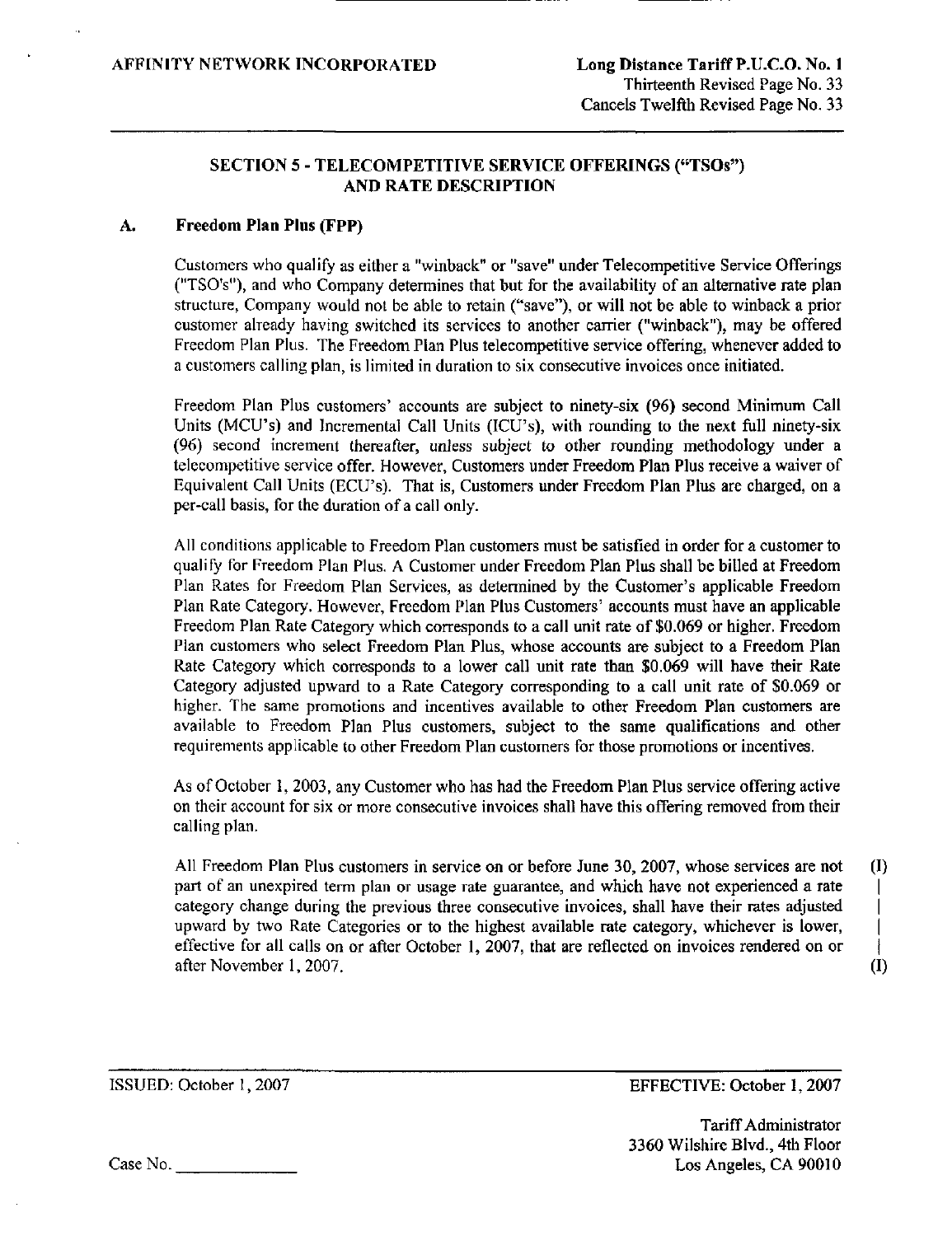## SECTION 5 - TELECOMPETITIVE SERVICE OFFERINGS ("TSOs") AND RATE DESCRIPTION

### A. Freedom Plan Plus (FPP)

Customers who qualify as either a "winback" or "save" under Telecompetitive Service Offerings ("TSO's"), and who Company determines that but for the availability of an alternative rate plan structure, Company would not be able to retain ("save"), or will not be able to winback a prior customer already having switched its services to another carrier ("winback"), may be offered Freedom Plan Plus. The Freedom Plan Plus telecompetitive service offering, whenever added to a customers calling plan, is limited in duration to six consecutive invoices once initiated.

Freedom Plan Plus customers' accounts are subject to ninety-six (96) second Minimum Call Units (MCU's) and Incremental Call Units (ICU's), with rounding to the next full ninety-six (96) second increment thereafter, unless subject to other rounding methodology under a telecompetitive service offer. However, Customers under Freedom Plan Plus receive a waiver of Equivalent Call Units (ECU's). That is, Customers under Freedom Plan Plus are charged, on a per-call basis, for the duration of a call only.

All conditions applicable to Freedom Plan customers must be satisfied in order for a customer to qualify for Freedom Plan Plus. A Customer under Freedom Plan Plus shall be billed at Freedom Plan Rates for Freedom Plan Services, as determined by the Customer's applicable Freedom Plan Rate Category. However, Freedom Plan Plus Customers' accounts must have an applicable Freedom Plan Rate Category which corresponds to a call unit rate of $0.069 or higher. Freedom Plan customers who select Freedom Plan Plus, whose accounts are subject to a Freedom Plan Rate Category which corresponds to a lower call unit rate than $0.069 will have their Rate Category adjusted upward to a Rate Category corresponding to a call unit rate of $0.069 or higher. The same promotions and incentives available to other Freedom Plan customers are available to Freedom Plan Plus customers, subject to the same qualifications and other requirements applicable to other Freedom Plan customers for those promotions or incentives.

As of October 1, 2003, any Customer who has had the Freedom Plan Plus service offering active on their account for six or more consecutive invoices shall have this offering removed from their calling plan.

All Freedom Plan Plus customers in service on or before June 30, 2007, whose services are not part of an unexpired term plan or usage rate guarantee, and which have not experienced a rate category change during the previous three consecutive invoices, shall have their rates adjusted upward by two Rate Categories or to the highest available rate category, whichever is lower, effective for all calls on or after October 1, 2007, that are reflected on invoices rendered on or after November 1, 2007. (I)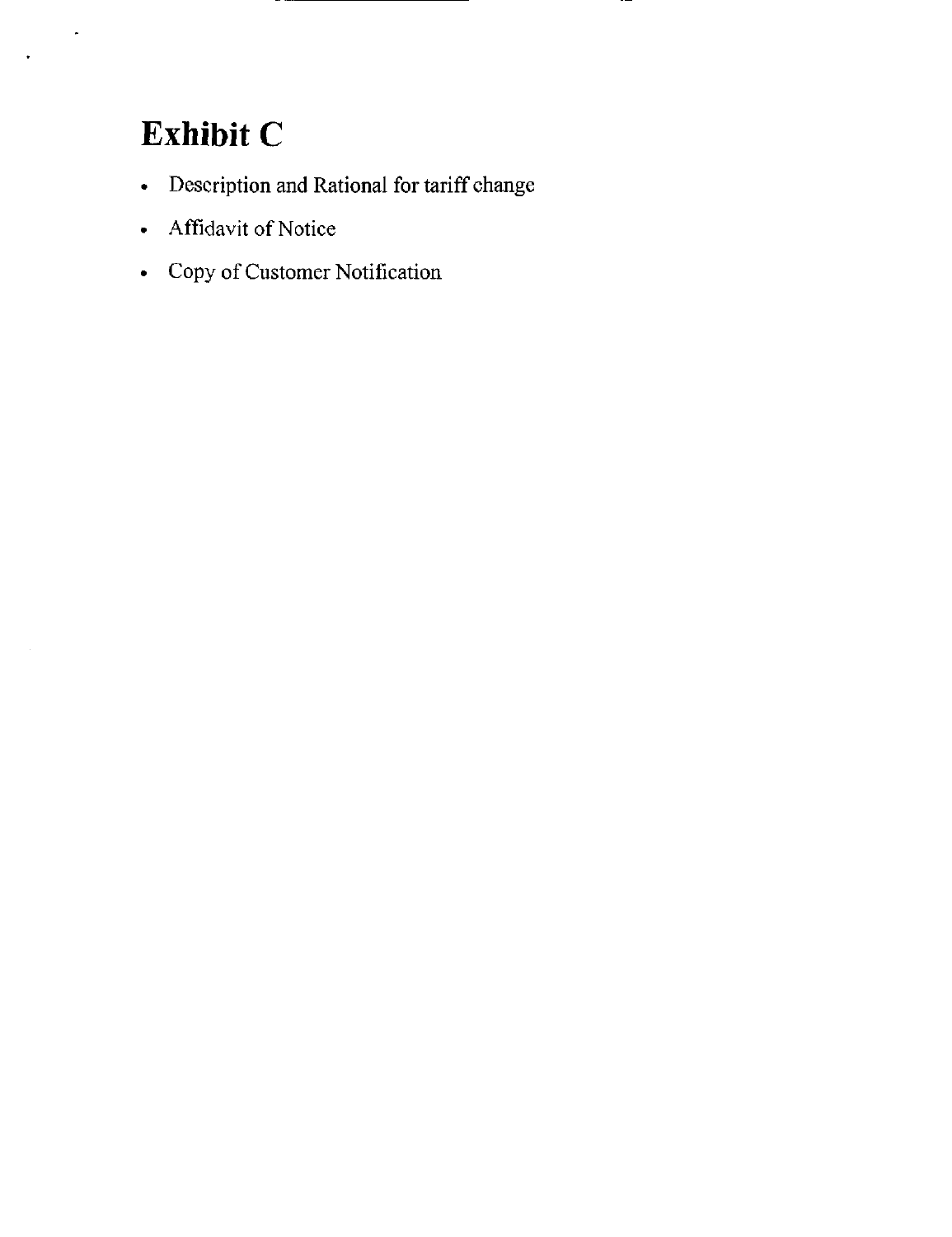# Exhibit C

- Description and Rational for tariff change
- Affidavit of Notice
- Copy of Customer Notification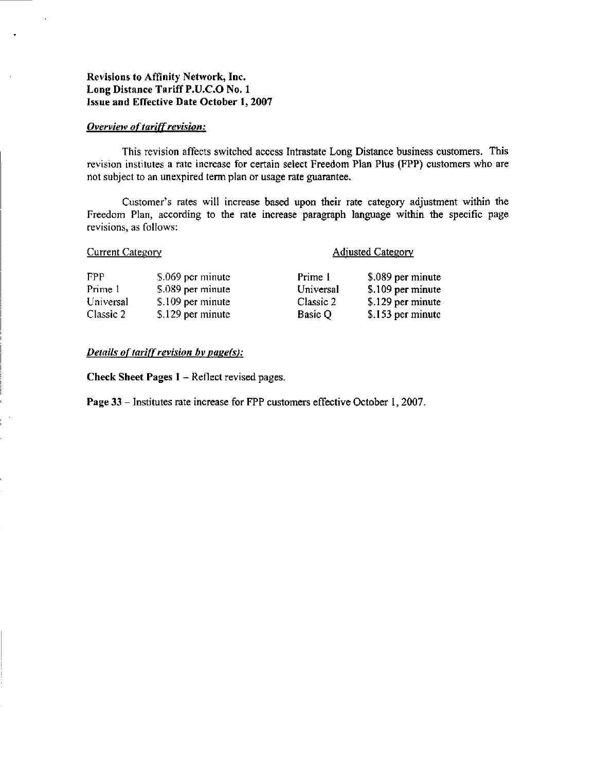**Revisions to Affinity Network, Inc.**
**Long Distance Tariff P.U.C.O No. 1**
**Issue and Effective Date October 1, 2007**

***Overview of tariff revision:***

This revision affects switched access Intrastate Long Distance business customers. This revision institutes a rate increase for certain select Freedom Plan Plus (FPP) customers who are not subject to an unexpired term plan or usage rate guarantee.

Customer's rates will increase based upon their rate category adjustment within the Freedom Plan, according to the rate increase paragraph language within the specific page revisions, as follows:

| Current Category | | Adjusted Category | |
|---|---|---|---|
| FPP | $.069 per minute | Prime 1 | $.089 per minute |
| Prime 1 | $.089 per minute | Universal | $.109 per minute |
| Universal | $.109 per minute | Classic 2 | $.129 per minute |
| Classic 2 | $.129 per minute | Basic Q | $.153 per minute |

***Details of tariff revision by page(s):***

**Check Sheet Pages 1** – Reflect revised pages.

**Page 33** – Institutes rate increase for FPP customers effective October 1, 2007.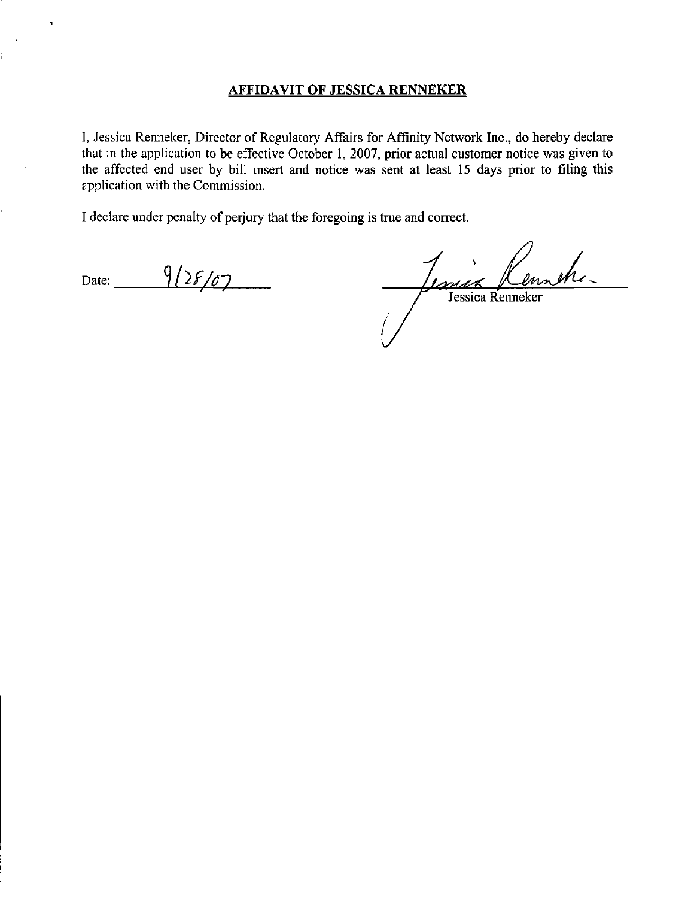## AFFIDAVIT OF JESSICA RENNEKER

I, Jessica Renneker, Director of Regulatory Affairs for Affinity Network Inc., do hereby declare that in the application to be effective October 1, 2007, prior actual customer notice was given to the affected end user by bill insert and notice was sent at least 15 days prior to filing this application with the Commission.

I declare under penalty of perjury that the foregoing is true and correct.

Date: 9/28/07

Jessica Renneker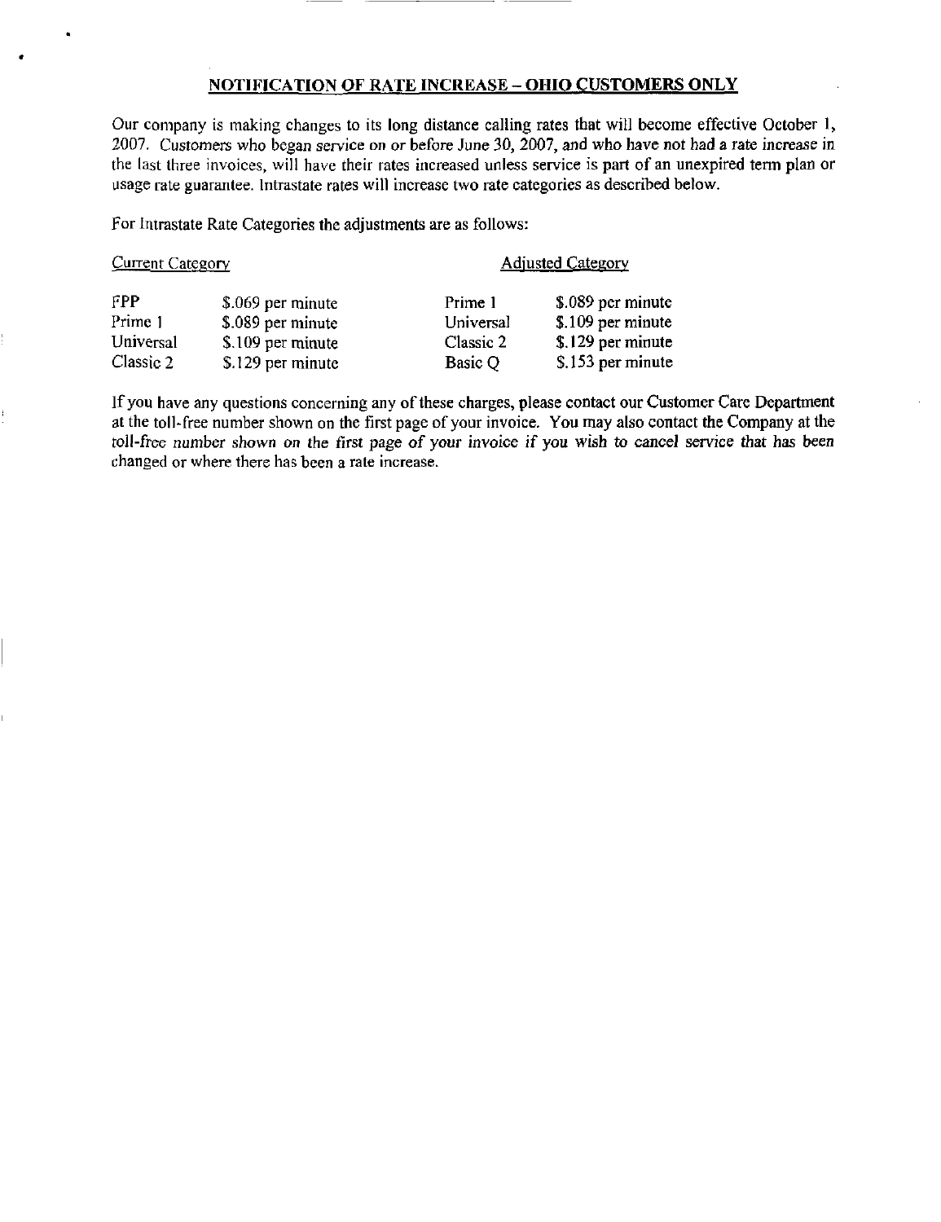## NOTIFICATION OF RATE INCREASE – OHIO CUSTOMERS ONLY

Our company is making changes to its long distance calling rates that will become effective October 1, 2007. Customers who began service on or before June 30, 2007, and who have not had a rate increase in the last three invoices, will have their rates increased unless service is part of an unexpired term plan or usage rate guarantee. Intrastate rates will increase two rate categories as described below.

For Intrastate Rate Categories the adjustments are as follows:

| Current Category | | Adjusted Category | |
|---|---|---|---|
| FPP | $.069 per minute | Prime 1 | $.089 per minute |
| Prime 1 | $.089 per minute | Universal | $.109 per minute |
| Universal | $.109 per minute | Classic 2 | $.129 per minute |
| Classic 2 | $.129 per minute | Basic Q | $.153 per minute |

If you have any questions concerning any of these charges, please contact our Customer Care Department at the toll-free number shown on the first page of your invoice. You may also contact the Company at the toll-free number shown on the first page of your invoice if you wish to cancel service that has been changed or where there has been a rate increase.